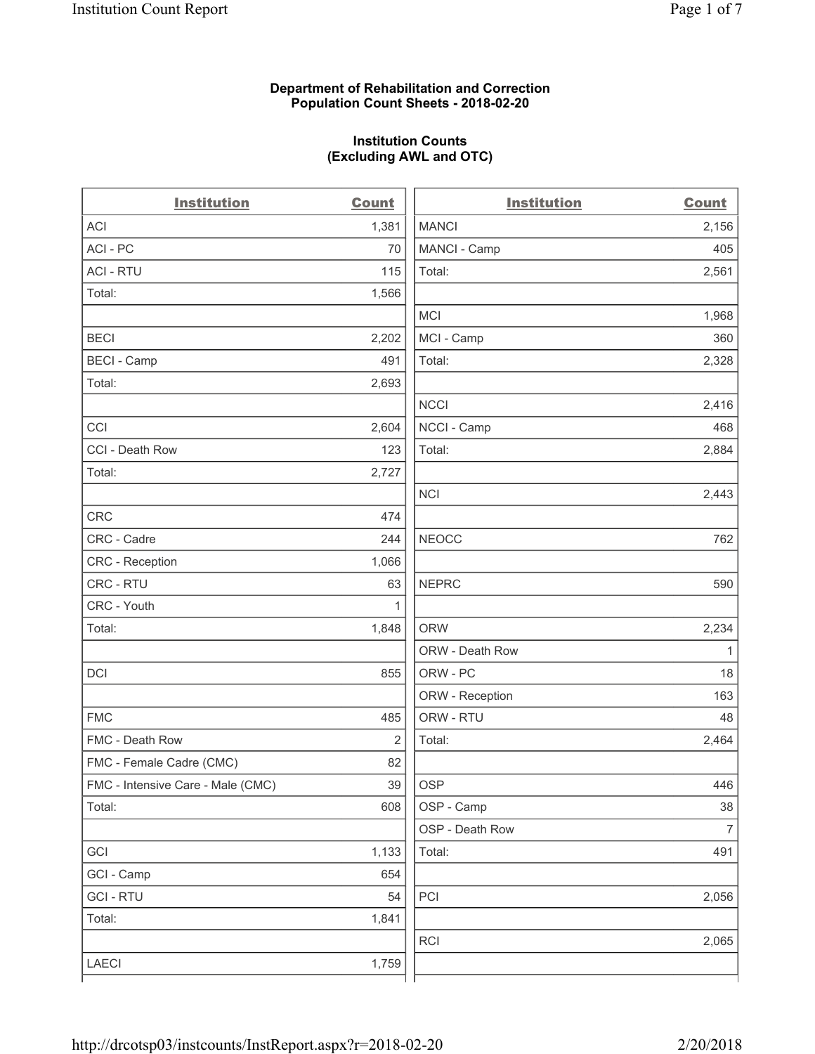**Department of Rehabilitation and Correction**
**Population Count Sheets - 2018-02-20**

**Institution Counts**
**(Excluding AWL and OTC)**

| Institution | Count |
|---|---|
| ACI | 1,381 |
| ACI - PC | 70 |
| ACI - RTU | 115 |
| Total: | 1,566 |
| | |
| BECI | 2,202 |
| BECI - Camp | 491 |
| Total: | 2,693 |
| | |
| CCI | 2,604 |
| CCI - Death Row | 123 |
| Total: | 2,727 |
| | |
| CRC | 474 |
| CRC - Cadre | 244 |
| CRC - Reception | 1,066 |
| CRC - RTU | 63 |
| CRC - Youth | 1 |
| Total: | 1,848 |
| | |
| DCI | 855 |
| | |
| FMC | 485 |
| FMC - Death Row | 2 |
| FMC - Female Cadre (CMC) | 82 |
| FMC - Intensive Care - Male (CMC) | 39 |
| Total: | 608 |
| | |
| GCI | 1,133 |
| GCI - Camp | 654 |
| GCI - RTU | 54 |
| Total: | 1,841 |
| | |
| LAECI | 1,759 |
| MANCI | 2,156 |
| MANCI - Camp | 405 |
| Total: | 2,561 |
| | |
| MCI | 1,968 |
| MCI - Camp | 360 |
| Total: | 2,328 |
| | |
| NCCI | 2,416 |
| NCCI - Camp | 468 |
| Total: | 2,884 |
| | |
| NCI | 2,443 |
| | |
| NEOCC | 762 |
| | |
| NEPRC | 590 |
| | |
| ORW | 2,234 |
| ORW - Death Row | 1 |
| ORW - PC | 18 |
| ORW - Reception | 163 |
| ORW - RTU | 48 |
| Total: | 2,464 |
| | |
| OSP | 446 |
| OSP - Camp | 38 |
| OSP - Death Row | 7 |
| Total: | 491 |
| | |
| PCI | 2,056 |
| | |
| RCI | 2,065 |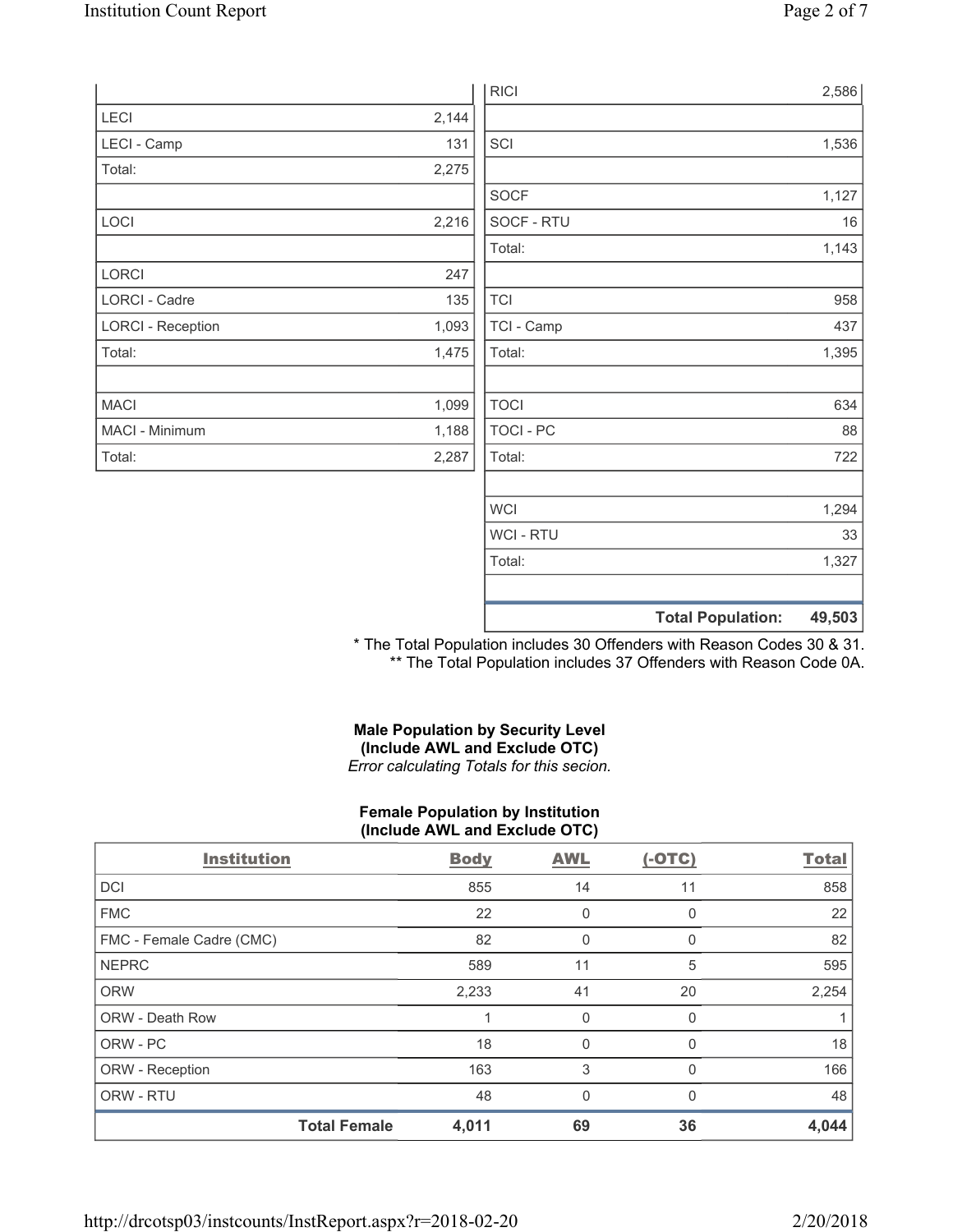| | |
|---|---|
| LECI | 2,144 |
| LECI - Camp | 131 |
| Total: | 2,275 |
| | |
| LOCI | 2,216 |
| | |
| LORCI | 247 |
| LORCI - Cadre | 135 |
| LORCI - Reception | 1,093 |
| Total: | 1,475 |
| | |
| MACI | 1,099 |
| MACI - Minimum | 1,188 |
| Total: | 2,287 |

| | |
|---|---|
| RICI | 2,586 |
| | |
| SCI | 1,536 |
| | |
| SOCF | 1,127 |
| SOCF - RTU | 16 |
| Total: | 1,143 |
| | |
| TCI | 958 |
| TCI - Camp | 437 |
| Total: | 1,395 |
| | |
| TOCI | 634 |
| TOCI - PC | 88 |
| Total: | 722 |
| | |
| WCI | 1,294 |
| WCI - RTU | 33 |
| Total: | 1,327 |
| | |
| **Total Population:** | **49,503** |

\* The Total Population includes 30 Offenders with Reason Codes 30 & 31.
\*\* The Total Population includes 37 Offenders with Reason Code 0A.

**Male Population by Security Level**
**(Include AWL and Exclude OTC)**
*Error calculating Totals for this secion.*

**Female Population by Institution**
**(Include AWL and Exclude OTC)**

| Institution | Body | AWL | (-OTC) | Total |
|---|---|---|---|---|
| DCI | 855 | 14 | 11 | 858 |
| FMC | 22 | 0 | 0 | 22 |
| FMC - Female Cadre (CMC) | 82 | 0 | 0 | 82 |
| NEPRC | 589 | 11 | 5 | 595 |
| ORW | 2,233 | 41 | 20 | 2,254 |
| ORW - Death Row | 1 | 0 | 0 | 1 |
| ORW - PC | 18 | 0 | 0 | 18 |
| ORW - Reception | 163 | 3 | 0 | 166 |
| ORW - RTU | 48 | 0 | 0 | 48 |
| **Total Female** | **4,011** | **69** | **36** | **4,044** |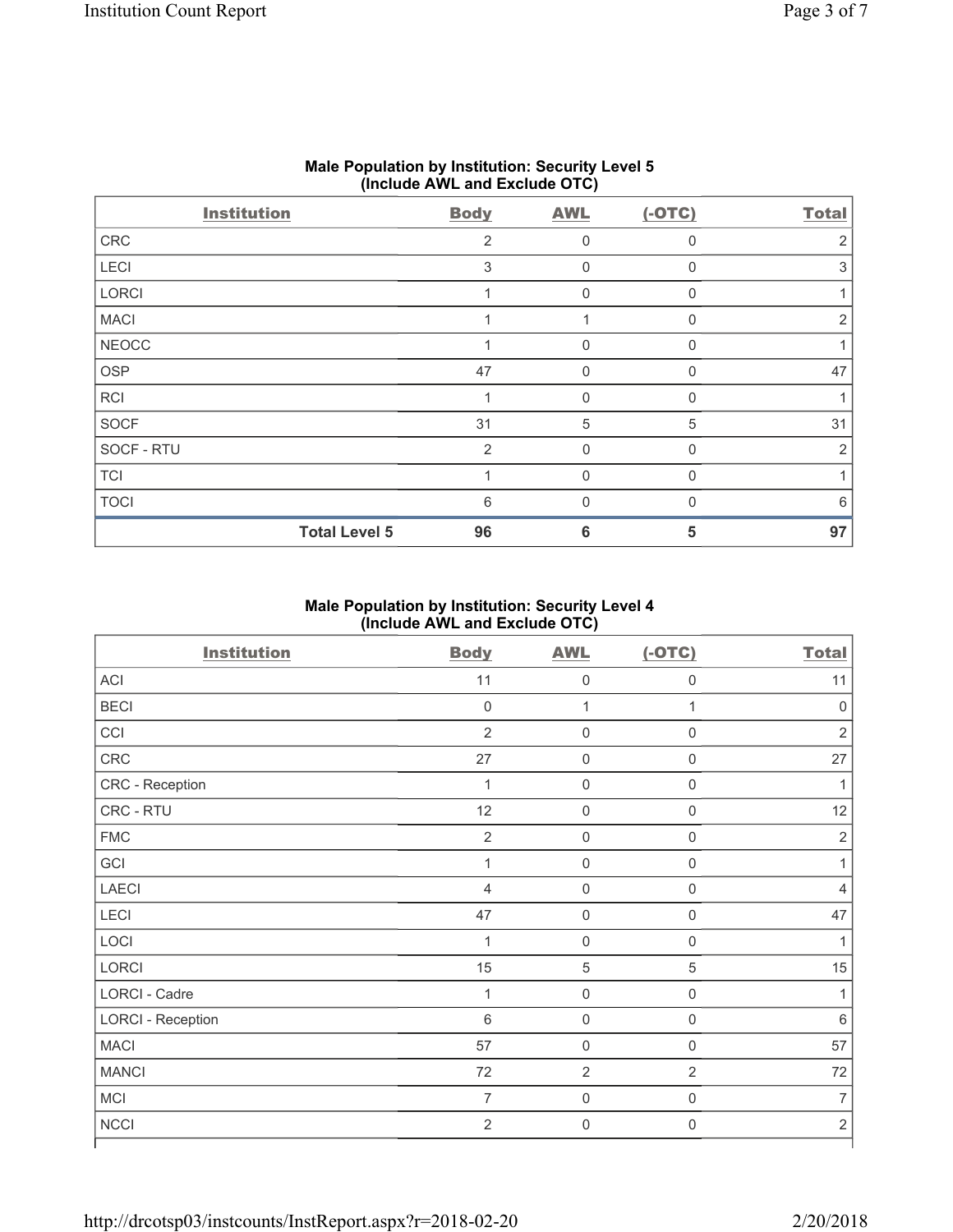## Male Population by Institution: Security Level 5 (Include AWL and Exclude OTC)

| Institution | Body | AWL | (-OTC) | Total |
|---|---|---|---|---|
| CRC | 2 | 0 | 0 | 2 |
| LECI | 3 | 0 | 0 | 3 |
| LORCI | 1 | 0 | 0 | 1 |
| MACI | 1 | 1 | 0 | 2 |
| NEOCC | 1 | 0 | 0 | 1 |
| OSP | 47 | 0 | 0 | 47 |
| RCI | 1 | 0 | 0 | 1 |
| SOCF | 31 | 5 | 5 | 31 |
| SOCF - RTU | 2 | 0 | 0 | 2 |
| TCI | 1 | 0 | 0 | 1 |
| TOCI | 6 | 0 | 0 | 6 |
| **Total Level 5** | **96** | **6** | **5** | **97** |

## Male Population by Institution: Security Level 4 (Include AWL and Exclude OTC)

| Institution | Body | AWL | (-OTC) | Total |
|---|---|---|---|---|
| ACI | 11 | 0 | 0 | 11 |
| BECI | 0 | 1 | 1 | 0 |
| CCI | 2 | 0 | 0 | 2 |
| CRC | 27 | 0 | 0 | 27 |
| CRC - Reception | 1 | 0 | 0 | 1 |
| CRC - RTU | 12 | 0 | 0 | 12 |
| FMC | 2 | 0 | 0 | 2 |
| GCI | 1 | 0 | 0 | 1 |
| LAECI | 4 | 0 | 0 | 4 |
| LECI | 47 | 0 | 0 | 47 |
| LOCI | 1 | 0 | 0 | 1 |
| LORCI | 15 | 5 | 5 | 15 |
| LORCI - Cadre | 1 | 0 | 0 | 1 |
| LORCI - Reception | 6 | 0 | 0 | 6 |
| MACI | 57 | 0 | 0 | 57 |
| MANCI | 72 | 2 | 2 | 72 |
| MCI | 7 | 0 | 0 | 7 |
| NCCI | 2 | 0 | 0 | 2 |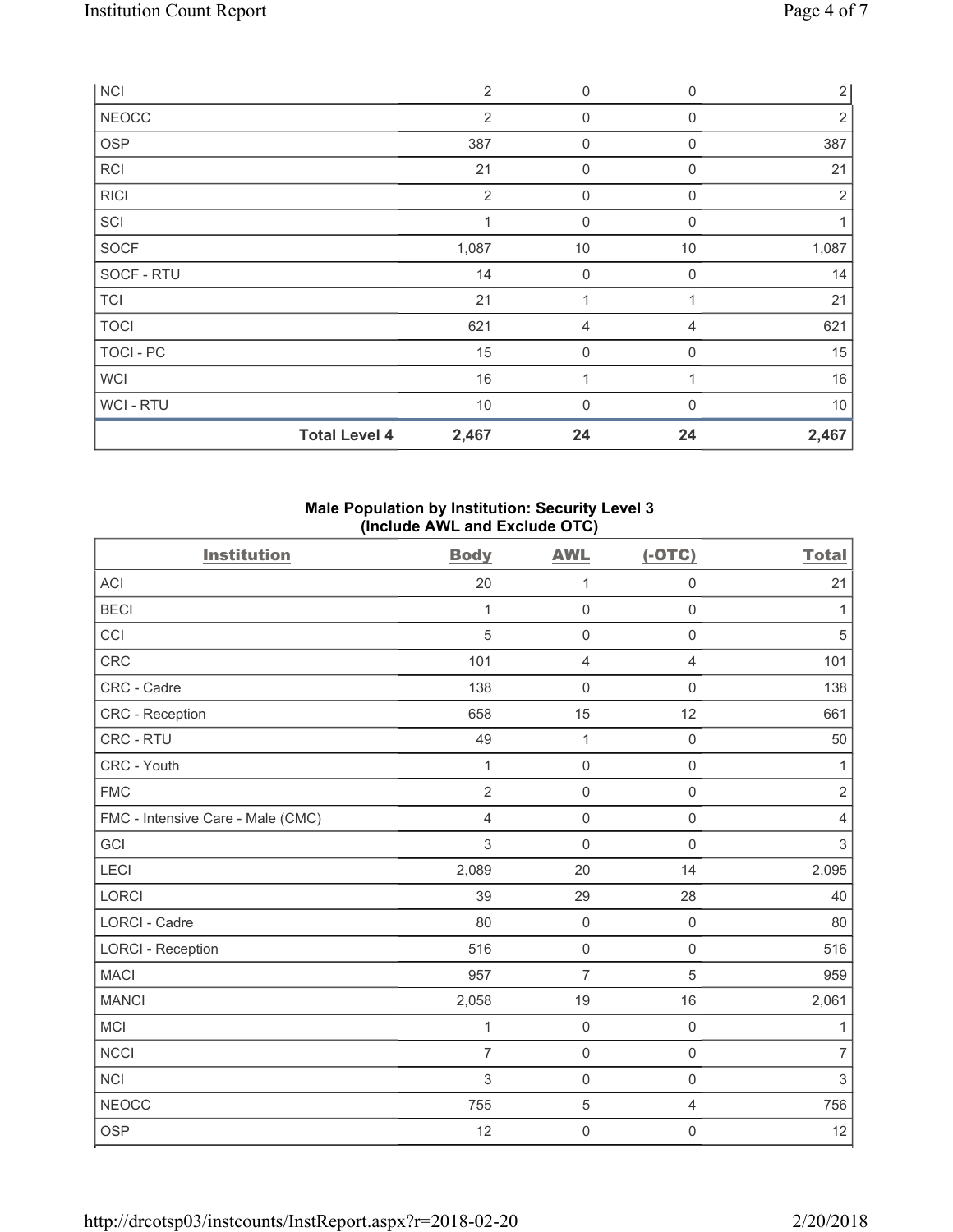| NCI | 2 | 0 | 0 | 2 |
|---|---|---|---|---|
| NEOCC | 2 | 0 | 0 | 2 |
| OSP | 387 | 0 | 0 | 387 |
| RCI | 21 | 0 | 0 | 21 |
| RICI | 2 | 0 | 0 | 2 |
| SCI | 1 | 0 | 0 | 1 |
| SOCF | 1,087 | 10 | 10 | 1,087 |
| SOCF - RTU | 14 | 0 | 0 | 14 |
| TCI | 21 | 1 | 1 | 21 |
| TOCI | 621 | 4 | 4 | 621 |
| TOCI - PC | 15 | 0 | 0 | 15 |
| WCI | 16 | 1 | 1 | 16 |
| WCI - RTU | 10 | 0 | 0 | 10 |
| **Total Level 4** | **2,467** | **24** | **24** | **2,467** |

**Male Population by Institution: Security Level 3**
**(Include AWL and Exclude OTC)**

| Institution | Body | AWL | (-OTC) | Total |
|---|---|---|---|---|
| ACI | 20 | 1 | 0 | 21 |
| BECI | 1 | 0 | 0 | 1 |
| CCI | 5 | 0 | 0 | 5 |
| CRC | 101 | 4 | 4 | 101 |
| CRC - Cadre | 138 | 0 | 0 | 138 |
| CRC - Reception | 658 | 15 | 12 | 661 |
| CRC - RTU | 49 | 1 | 0 | 50 |
| CRC - Youth | 1 | 0 | 0 | 1 |
| FMC | 2 | 0 | 0 | 2 |
| FMC - Intensive Care - Male (CMC) | 4 | 0 | 0 | 4 |
| GCI | 3 | 0 | 0 | 3 |
| LECI | 2,089 | 20 | 14 | 2,095 |
| LORCI | 39 | 29 | 28 | 40 |
| LORCI - Cadre | 80 | 0 | 0 | 80 |
| LORCI - Reception | 516 | 0 | 0 | 516 |
| MACI | 957 | 7 | 5 | 959 |
| MANCI | 2,058 | 19 | 16 | 2,061 |
| MCI | 1 | 0 | 0 | 1 |
| NCCI | 7 | 0 | 0 | 7 |
| NCI | 3 | 0 | 0 | 3 |
| NEOCC | 755 | 5 | 4 | 756 |
| OSP | 12 | 0 | 0 | 12 |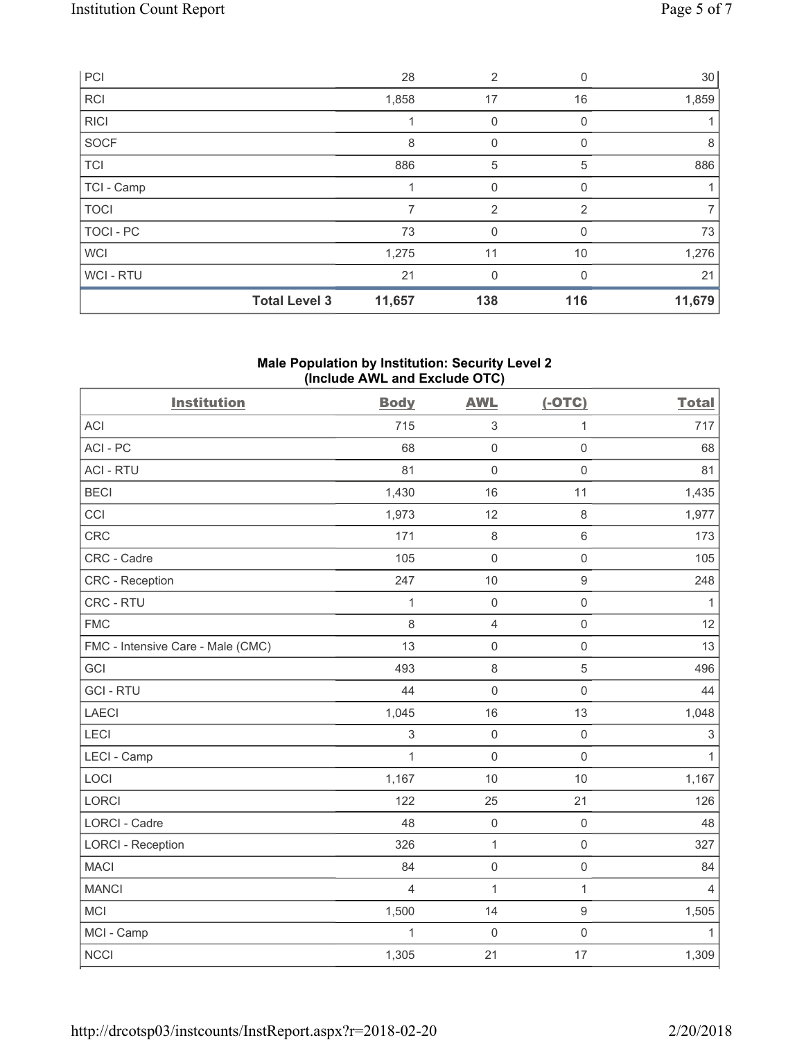| PCI | | 28 | 2 | 0 | 30 |
|---|---|---|---|---|---|
| RCI | | 1,858 | 17 | 16 | 1,859 |
| RICI | | 1 | 0 | 0 | 1 |
| SOCF | | 8 | 0 | 0 | 8 |
| TCI | | 886 | 5 | 5 | 886 |
| TCI - Camp | | 1 | 0 | 0 | 1 |
| TOCI | | 7 | 2 | 2 | 7 |
| TOCI - PC | | 73 | 0 | 0 | 73 |
| WCI | | 1,275 | 11 | 10 | 1,276 |
| WCI - RTU | | 21 | 0 | 0 | 21 |
| | **Total Level 3** | **11,657** | **138** | **116** | **11,679** |

**Male Population by Institution: Security Level 2 (Include AWL and Exclude OTC)**

| Institution | Body | AWL | (-OTC) | Total |
|---|---|---|---|---|
| ACI | 715 | 3 | 1 | 717 |
| ACI - PC | 68 | 0 | 0 | 68 |
| ACI - RTU | 81 | 0 | 0 | 81 |
| BECI | 1,430 | 16 | 11 | 1,435 |
| CCI | 1,973 | 12 | 8 | 1,977 |
| CRC | 171 | 8 | 6 | 173 |
| CRC - Cadre | 105 | 0 | 0 | 105 |
| CRC - Reception | 247 | 10 | 9 | 248 |
| CRC - RTU | 1 | 0 | 0 | 1 |
| FMC | 8 | 4 | 0 | 12 |
| FMC - Intensive Care - Male (CMC) | 13 | 0 | 0 | 13 |
| GCI | 493 | 8 | 5 | 496 |
| GCI - RTU | 44 | 0 | 0 | 44 |
| LAECI | 1,045 | 16 | 13 | 1,048 |
| LECI | 3 | 0 | 0 | 3 |
| LECI - Camp | 1 | 0 | 0 | 1 |
| LOCI | 1,167 | 10 | 10 | 1,167 |
| LORCI | 122 | 25 | 21 | 126 |
| LORCI - Cadre | 48 | 0 | 0 | 48 |
| LORCI - Reception | 326 | 1 | 0 | 327 |
| MACI | 84 | 0 | 0 | 84 |
| MANCI | 4 | 1 | 1 | 4 |
| MCI | 1,500 | 14 | 9 | 1,505 |
| MCI - Camp | 1 | 0 | 0 | 1 |
| NCCI | 1,305 | 21 | 17 | 1,309 |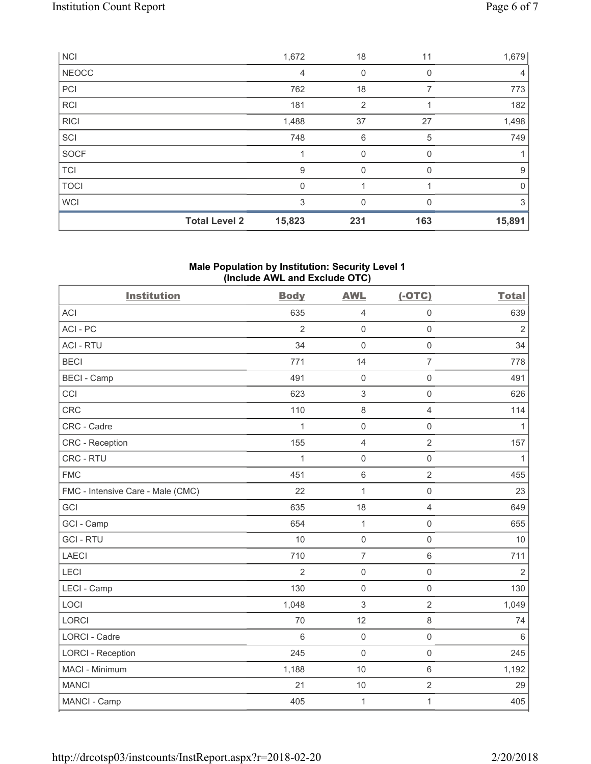| NCI | | 1,672 | 18 | 11 | 1,679 |
|---|---|---|---|---|---|
| NEOCC | | 4 | 0 | 0 | 4 |
| PCI | | 762 | 18 | 7 | 773 |
| RCI | | 181 | 2 | 1 | 182 |
| RICI | | 1,488 | 37 | 27 | 1,498 |
| SCI | | 748 | 6 | 5 | 749 |
| SOCF | | 1 | 0 | 0 | 1 |
| TCI | | 9 | 0 | 0 | 9 |
| TOCI | | 0 | 1 | 1 | 0 |
| WCI | | 3 | 0 | 0 | 3 |
| | **Total Level 2** | **15,823** | **231** | **163** | **15,891** |

**Male Population by Institution: Security Level 1 (Include AWL and Exclude OTC)**

| Institution | Body | AWL | (-OTC) | Total |
|---|---|---|---|---|
| ACI | 635 | 4 | 0 | 639 |
| ACI - PC | 2 | 0 | 0 | 2 |
| ACI - RTU | 34 | 0 | 0 | 34 |
| BECI | 771 | 14 | 7 | 778 |
| BECI - Camp | 491 | 0 | 0 | 491 |
| CCI | 623 | 3 | 0 | 626 |
| CRC | 110 | 8 | 4 | 114 |
| CRC - Cadre | 1 | 0 | 0 | 1 |
| CRC - Reception | 155 | 4 | 2 | 157 |
| CRC - RTU | 1 | 0 | 0 | 1 |
| FMC | 451 | 6 | 2 | 455 |
| FMC - Intensive Care - Male (CMC) | 22 | 1 | 0 | 23 |
| GCI | 635 | 18 | 4 | 649 |
| GCI - Camp | 654 | 1 | 0 | 655 |
| GCI - RTU | 10 | 0 | 0 | 10 |
| LAECI | 710 | 7 | 6 | 711 |
| LECI | 2 | 0 | 0 | 2 |
| LECI - Camp | 130 | 0 | 0 | 130 |
| LOCI | 1,048 | 3 | 2 | 1,049 |
| LORCI | 70 | 12 | 8 | 74 |
| LORCI - Cadre | 6 | 0 | 0 | 6 |
| LORCI - Reception | 245 | 0 | 0 | 245 |
| MACI - Minimum | 1,188 | 10 | 6 | 1,192 |
| MANCI | 21 | 10 | 2 | 29 |
| MANCI - Camp | 405 | 1 | 1 | 405 |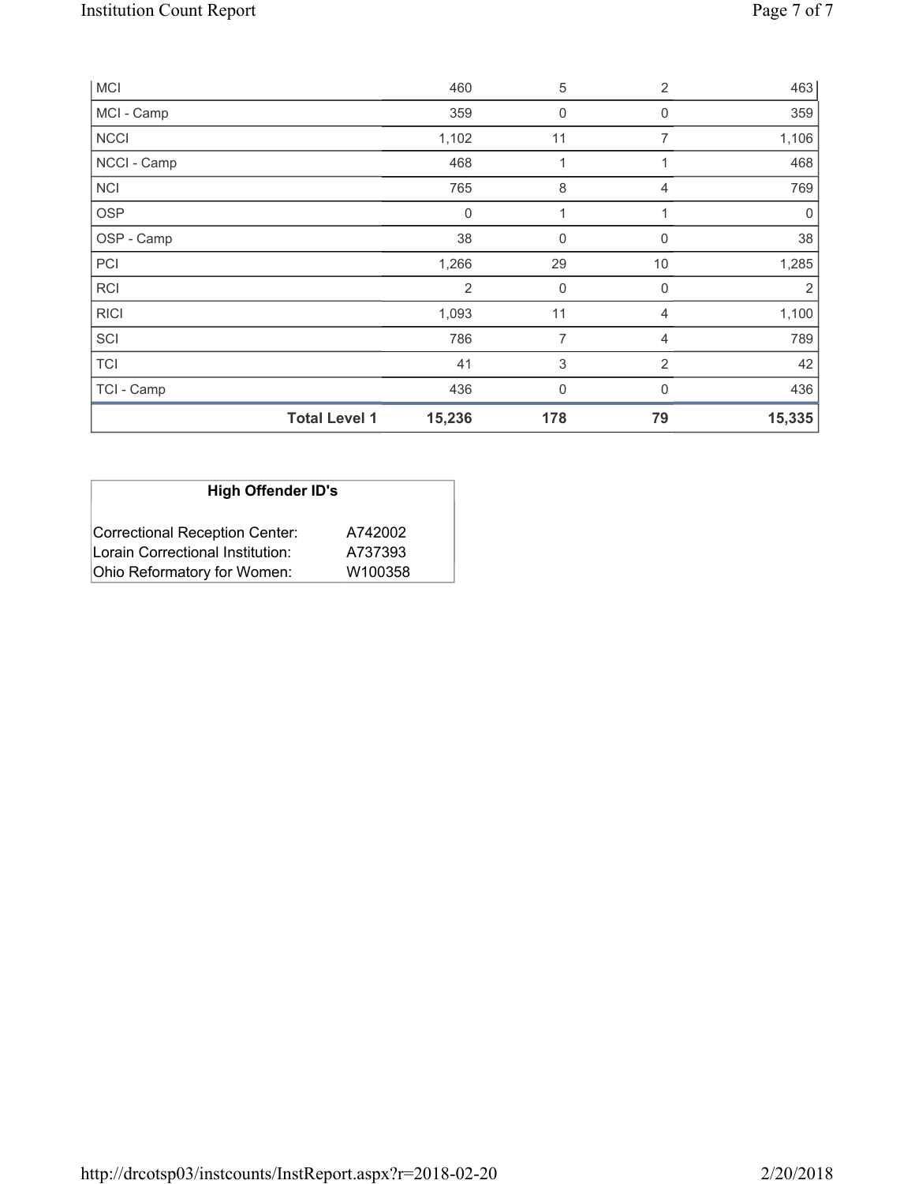| | | | | |
|---|---|---|---|---|
| MCI | 460 | 5 | 2 | 463 |
| MCI - Camp | 359 | 0 | 0 | 359 |
| NCCI | 1,102 | 11 | 7 | 1,106 |
| NCCI - Camp | 468 | 1 | 1 | 468 |
| NCI | 765 | 8 | 4 | 769 |
| OSP | 0 | 1 | 1 | 0 |
| OSP - Camp | 38 | 0 | 0 | 38 |
| PCI | 1,266 | 29 | 10 | 1,285 |
| RCI | 2 | 0 | 0 | 2 |
| RICI | 1,093 | 11 | 4 | 1,100 |
| SCI | 786 | 7 | 4 | 789 |
| TCI | 41 | 3 | 2 | 42 |
| TCI - Camp | 436 | 0 | 0 | 436 |
| **Total Level 1** | **15,236** | **178** | **79** | **15,335** |

| High Offender ID's | |
|---|---|
| Correctional Reception Center: | A742002 |
| Lorain Correctional Institution: | A737393 |
| Ohio Reformatory for Women: | W100358 |